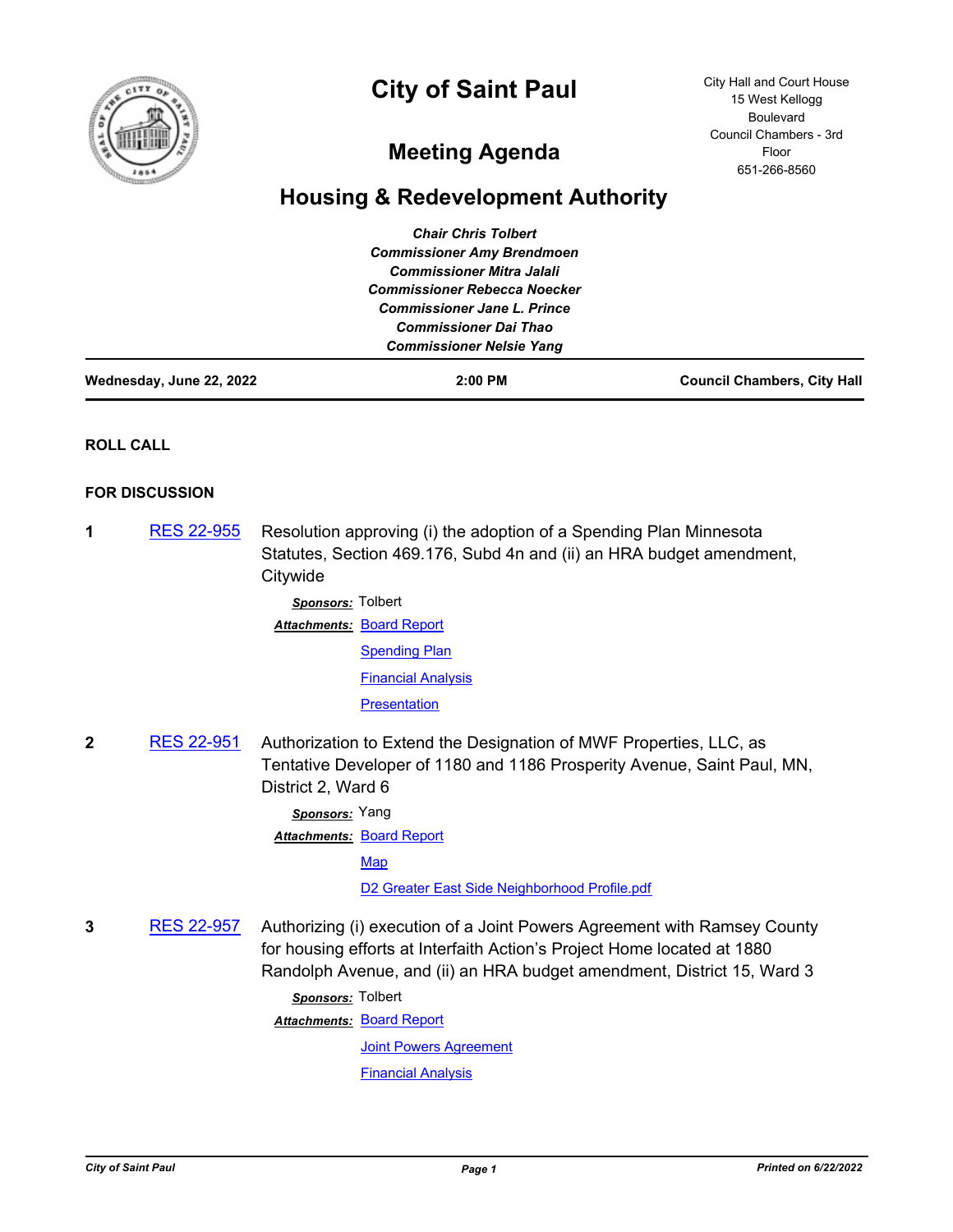# City of Saint Paul

City Hall and Court House
15 West Kellogg Boulevard
Council Chambers - 3rd Floor
651-266-8560

## Meeting Agenda

## Housing & Redevelopment Authority

***Chair Chris Tolbert***
***Commissioner Amy Brendmoen***
***Commissioner Mitra Jalali***
***Commissioner Rebecca Noecker***
***Commissioner Jane L. Prince***
***Commissioner Dai Thao***
***Commissioner Nelsie Yang***

**Wednesday, June 22, 2022** | **2:00 PM** | **Council Chambers, City Hall**

### ROLL CALL

### FOR DISCUSSION

**1** RES 22-955 Resolution approving (i) the adoption of a Spending Plan Minnesota Statutes, Section 469.176, Subd 4n and (ii) an HRA budget amendment, Citywide

***Sponsors:*** Tolbert

***Attachments:*** Board Report
Spending Plan
Financial Analysis
Presentation

**2** RES 22-951 Authorization to Extend the Designation of MWF Properties, LLC, as Tentative Developer of 1180 and 1186 Prosperity Avenue, Saint Paul, MN, District 2, Ward 6

***Sponsors:*** Yang

***Attachments:*** Board Report
Map
D2 Greater East Side Neighborhood Profile.pdf

**3** RES 22-957 Authorizing (i) execution of a Joint Powers Agreement with Ramsey County for housing efforts at Interfaith Action's Project Home located at 1880 Randolph Avenue, and (ii) an HRA budget amendment, District 15, Ward 3

***Sponsors:*** Tolbert

***Attachments:*** Board Report
Joint Powers Agreement
Financial Analysis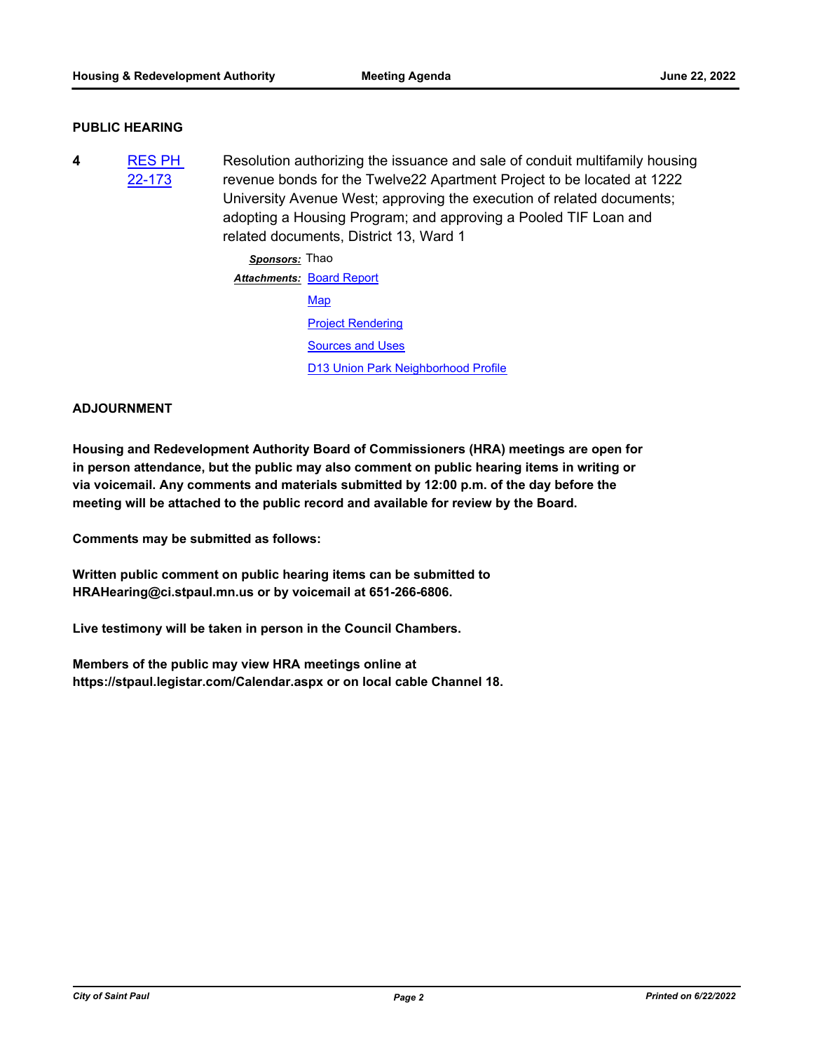## PUBLIC HEARING

**4** RES PH 22-173

Resolution authorizing the issuance and sale of conduit multifamily housing revenue bonds for the Twelve22 Apartment Project to be located at 1222 University Avenue West; approving the execution of related documents; adopting a Housing Program; and approving a Pooled TIF Loan and related documents, District 13, Ward 1

***Sponsors:*** Thao

***Attachments:*** Board Report
Map
Project Rendering
Sources and Uses
D13 Union Park Neighborhood Profile

## ADJOURNMENT

**Housing and Redevelopment Authority Board of Commissioners (HRA) meetings are open for in person attendance, but the public may also comment on public hearing items in writing or via voicemail. Any comments and materials submitted by 12:00 p.m. of the day before the meeting will be attached to the public record and available for review by the Board.**

**Comments may be submitted as follows:**

**Written public comment on public hearing items can be submitted to HRAHearing@ci.stpaul.mn.us or by voicemail at 651-266-6806.**

**Live testimony will be taken in person in the Council Chambers.**

**Members of the public may view HRA meetings online at https://stpaul.legistar.com/Calendar.aspx or on local cable Channel 18.**